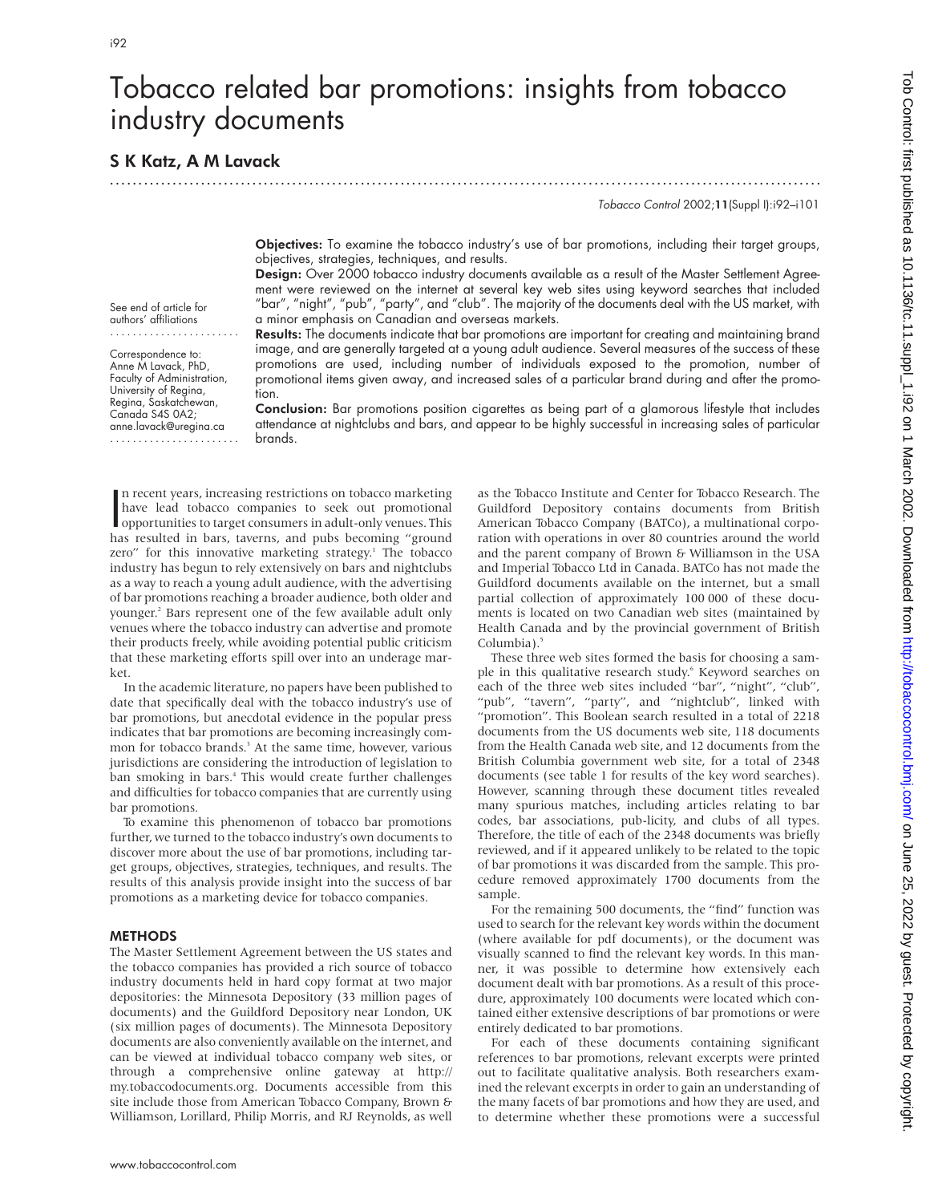# Tobacco related bar promotions: insights from tobacco industry documents

**S K Katz, A M Lavack**

See end of article for authors' affiliations

Correspondence to: Anne M Lavack, PhD, Faculty of Administration, University of Regina, Regina, Saskatchewan, Canada S4S 0A2; anne.lavack@uregina.ca

**Objectives:** To examine the tobacco industry's use of bar promotions, including their target groups, objectives, strategies, techniques, and results.

**Design:** Over 2000 tobacco industry documents available as a result of the Master Settlement Agreement were reviewed on the internet at several key web sites using keyword searches that included "bar", "night", "pub", "party", and "club". The majority of the documents deal with the US market, with a minor emphasis on Canadian and overseas markets.

**Results:** The documents indicate that bar promotions are important for creating and maintaining brand image, and are generally targeted at a young adult audience. Several measures of the success of these promotions are used, including number of individuals exposed to the promotion, number of promotional items given away, and increased sales of a particular brand during and after the promotion.

**Conclusion:** Bar promotions position cigarettes as being part of a glamorous lifestyle that includes attendance at nightclubs and bars, and appear to be highly successful in increasing sales of particular brands.

In recent years, increasing restrictions on tobacco marketing have lead tobacco companies to seek out promotional opportunities to target consumers in adult-only venues. This has resulted in bars, taverns, and pubs becoming "ground zero" for this innovative marketing strategy.[1] The tobacco industry has begun to rely extensively on bars and nightclubs as a way to reach a young adult audience, with the advertising of bar promotions reaching a broader audience, both older and younger.[2] Bars represent one of the few available adult only venues where the tobacco industry can advertise and promote their products freely, while avoiding potential public criticism that these marketing efforts spill over into an underage market.

In the academic literature, no papers have been published to date that specifically deal with the tobacco industry's use of bar promotions, but anecdotal evidence in the popular press indicates that bar promotions are becoming increasingly common for tobacco brands.[3] At the same time, however, various jurisdictions are considering the introduction of legislation to ban smoking in bars.[4] This would create further challenges and difficulties for tobacco companies that are currently using bar promotions.

To examine this phenomenon of tobacco bar promotions further, we turned to the tobacco industry's own documents to discover more about the use of bar promotions, including target groups, objectives, strategies, techniques, and results. The results of this analysis provide insight into the success of bar promotions as a marketing device for tobacco companies.

## METHODS

The Master Settlement Agreement between the US states and the tobacco companies has provided a rich source of tobacco industry documents held in hard copy format at two major depositories: the Minnesota Depository (33 million pages of documents) and the Guildford Depository near London, UK (six million pages of documents). The Minnesota Depository documents are also conveniently available on the internet, and can be viewed at individual tobacco company web sites, or through a comprehensive online gateway at http://my.tobaccodocuments.org. Documents accessible from this site include those from American Tobacco Company, Brown & Williamson, Lorillard, Philip Morris, and RJ Reynolds, as well as the Tobacco Institute and Center for Tobacco Research. The Guildford Depository contains documents from British American Tobacco Company (BATCo), a multinational corporation with operations in over 80 countries around the world and the parent company of Brown & Williamson in the USA and Imperial Tobacco Ltd in Canada. BATCo has not made the Guildford documents available on the internet, but a small partial collection of approximately 100 000 of these documents is located on two Canadian web sites (maintained by Health Canada and by the provincial government of British Columbia).[5]

These three web sites formed the basis for choosing a sample in this qualitative research study.[6] Keyword searches on each of the three web sites included "bar", "night", "club", "pub", "tavern", "party", and "nightclub", linked with "promotion". This Boolean search resulted in a total of 2218 documents from the US documents web site, 118 documents from the Health Canada web site, and 12 documents from the British Columbia government web site, for a total of 2348 documents (see table 1 for results of the key word searches). However, scanning through these document titles revealed many spurious matches, including articles relating to bar codes, bar associations, pub-licity, and clubs of all types. Therefore, the title of each of the 2348 documents was briefly reviewed, and if it appeared unlikely to be related to the topic of bar promotions it was discarded from the sample. This procedure removed approximately 1700 documents from the sample.

For the remaining 500 documents, the "find" function was used to search for the relevant key words within the document (where available for pdf documents), or the document was visually scanned to find the relevant key words. In this manner, it was possible to determine how extensively each document dealt with bar promotions. As a result of this procedure, approximately 100 documents were located which contained either extensive descriptions of bar promotions or were entirely dedicated to bar promotions.

For each of these documents containing significant references to bar promotions, relevant excerpts were printed out to facilitate qualitative analysis. Both researchers examined the relevant excerpts in order to gain an understanding of the many facets of bar promotions and how they are used, and to determine whether these promotions were a successful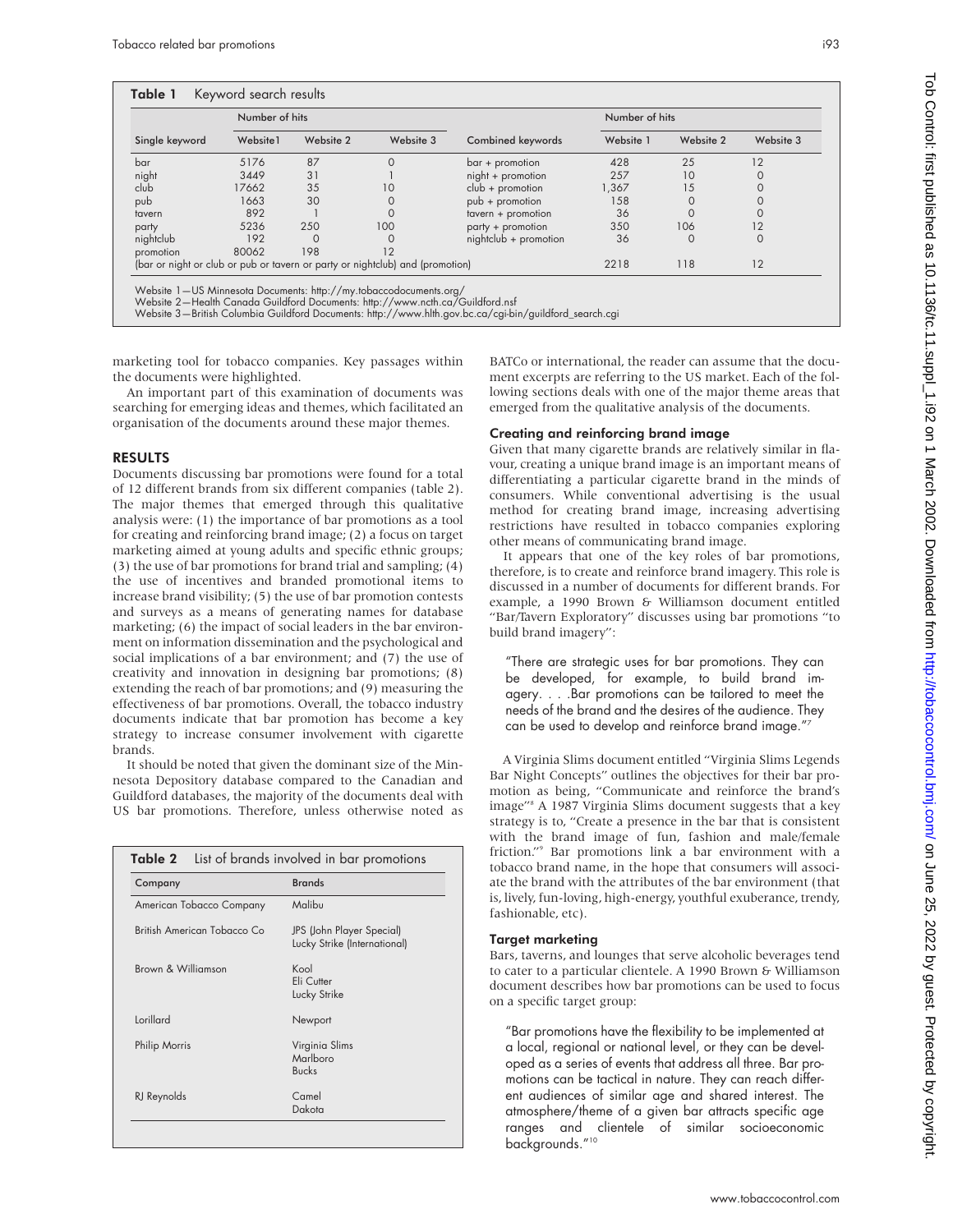**Table 1** Keyword search results

| Single keyword | Number of hits | | | Combined keywords | Number of hits | | |
|---|---|---|---|---|---|---|---|
| | Website1 | Website 2 | Website 3 | | Website 1 | Website 2 | Website 3 |
| bar | 5176 | 87 | 0 | bar + promotion | 428 | 25 | 12 |
| night | 3449 | 31 | 1 | night + promotion | 257 | 10 | 0 |
| club | 17662 | 35 | 10 | club + promotion | 1,367 | 15 | 0 |
| pub | 1663 | 30 | 0 | pub + promotion | 158 | 0 | 0 |
| tavern | 892 | 1 | 0 | tavern + promotion | 36 | 0 | 0 |
| party | 5236 | 250 | 100 | party + promotion | 350 | 106 | 12 |
| nightclub | 192 | 0 | 0 | nightclub + promotion | 36 | 0 | 0 |
| promotion | 80062 | 198 | 12 | | | | |
| (bar or night or club or pub or tavern or party or nightclub) and (promotion) | | | | | 2218 | 118 | 12 |

Website 1—US Minnesota Documents: http://my.tobaccodocuments.org/
Website 2—Health Canada Guildford Documents: http://www.ncth.ca/Guildford.nsf
Website 3—British Columbia Guildford Documents: http://www.hlth.gov.bc.ca/cgi-bin/guildford_search.cgi

marketing tool for tobacco companies. Key passages within the documents were highlighted.

An important part of this examination of documents was searching for emerging ideas and themes, which facilitated an organisation of the documents around these major themes.

## RESULTS

Documents discussing bar promotions were found for a total of 12 different brands from six different companies (table 2). The major themes that emerged through this qualitative analysis were: (1) the importance of bar promotions as a tool for creating and reinforcing brand image; (2) a focus on target marketing aimed at young adults and specific ethnic groups; (3) the use of bar promotions for brand trial and sampling; (4) the use of incentives and branded promotional items to increase brand visibility; (5) the use of bar promotion contests and surveys as a means of generating names for database marketing; (6) the impact of social leaders in the bar environment on information dissemination and the psychological and social implications of a bar environment; and (7) the use of creativity and innovation in designing bar promotions; (8) extending the reach of bar promotions; and (9) measuring the effectiveness of bar promotions. Overall, the tobacco industry documents indicate that bar promotion has become a key strategy to increase consumer involvement with cigarette brands.

It should be noted that given the dominant size of the Minnesota Depository database compared to the Canadian and Guildford databases, the majority of the documents deal with US bar promotions. Therefore, unless otherwise noted as BATCo or international, the reader can assume that the document excerpts are referring to the US market. Each of the following sections deals with one of the major theme areas that emerged from the qualitative analysis of the documents.

**Table 2** List of brands involved in bar promotions

| Company | Brands |
|---|---|
| American Tobacco Company | Malibu |
| British American Tobacco Co | JPS (John Player Special)<br>Lucky Strike (International) |
| Brown & Williamson | Kool<br>Eli Cutter<br>Lucky Strike |
| Lorillard | Newport |
| Philip Morris | Virginia Slims<br>Marlboro<br>Bucks |
| RJ Reynolds | Camel<br>Dakota |

### Creating and reinforcing brand image

Given that many cigarette brands are relatively similar in flavour, creating a unique brand image is an important means of differentiating a particular cigarette brand in the minds of consumers. While conventional advertising is the usual method for creating brand image, increasing advertising restrictions have resulted in tobacco companies exploring other means of communicating brand image.

It appears that one of the key roles of bar promotions, therefore, is to create and reinforce brand imagery. This role is discussed in a number of documents for different brands. For example, a 1990 Brown & Williamson document entitled "Bar/Tavern Exploratory" discusses using bar promotions "to build brand imagery":

> "There are strategic uses for bar promotions. They can be developed, for example, to build brand imagery. . . .Bar promotions can be tailored to meet the needs of the brand and the desires of the audience. They can be used to develop and reinforce brand image."[7]

A Virginia Slims document entitled "Virginia Slims Legends Bar Night Concepts" outlines the objectives for their bar promotion as being, "Communicate and reinforce the brand's image"[8] A 1987 Virginia Slims document suggests that a key strategy is to, "Create a presence in the bar that is consistent with the brand image of fun, fashion and male/female friction."[9] Bar promotions link a bar environment with a tobacco brand name, in the hope that consumers will associate the brand with the attributes of the bar environment (that is, lively, fun-loving, high-energy, youthful exuberance, trendy, fashionable, etc).

### Target marketing

Bars, taverns, and lounges that serve alcoholic beverages tend to cater to a particular clientele. A 1990 Brown & Williamson document describes how bar promotions can be used to focus on a specific target group:

> "Bar promotions have the flexibility to be implemented at a local, regional or national level, or they can be developed as a series of events that address all three. Bar promotions can be tactical in nature. They can reach different audiences of similar age and shared interest. The atmosphere/theme of a given bar attracts specific age ranges and clientele of similar socioeconomic backgrounds."[10]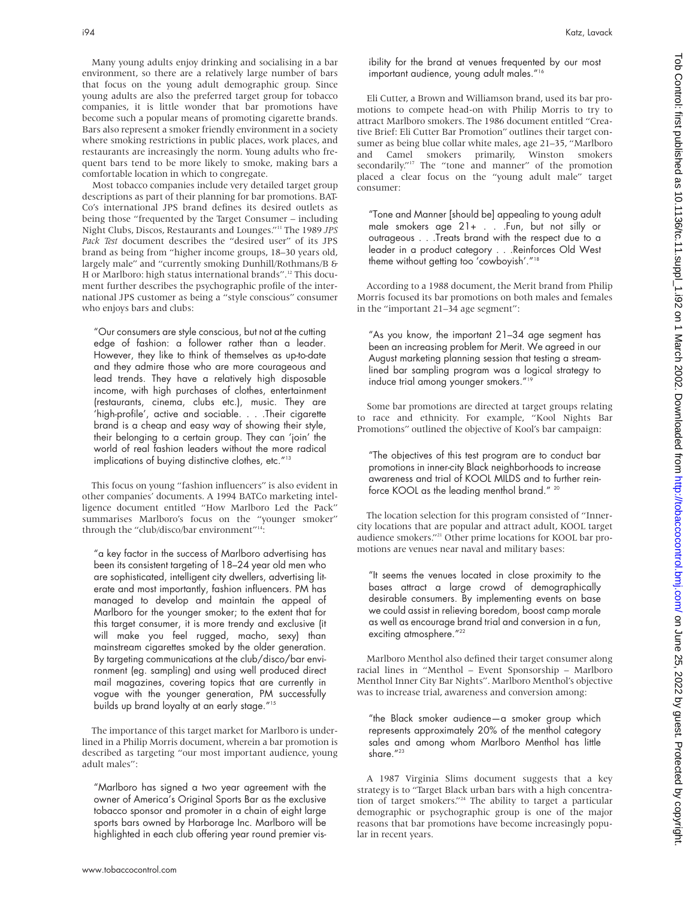Many young adults enjoy drinking and socialising in a bar environment, so there are a relatively large number of bars that focus on the young adult demographic group. Since young adults are also the preferred target group for tobacco companies, it is little wonder that bar promotions have become such a popular means of promoting cigarette brands. Bars also represent a smoker friendly environment in a society where smoking restrictions in public places, work places, and restaurants are increasingly the norm. Young adults who frequent bars tend to be more likely to smoke, making bars a comfortable location in which to congregate.

Most tobacco companies include very detailed target group descriptions as part of their planning for bar promotions. BATCo's international JPS brand defines its desired outlets as being those "frequented by the Target Consumer – including Night Clubs, Discos, Restaurants and Lounges."[11] The 1989 *JPS Pack Test* document describes the "desired user" of its JPS brand as being from "higher income groups, 18–30 years old, largely male" and "currently smoking Dunhill/Rothmans/B & H or Marlboro: high status international brands".[12] This document further describes the psychographic profile of the international JPS customer as being a "style conscious" consumer who enjoys bars and clubs:

> "Our consumers are style conscious, but not at the cutting edge of fashion: a follower rather than a leader. However, they like to think of themselves as up-to-date and they admire those who are more courageous and lead trends. They have a relatively high disposable income, with high purchases of clothes, entertainment (restaurants, cinema, clubs etc.), music. They are 'high-profile', active and sociable. . . .Their cigarette brand is a cheap and easy way of showing their style, their belonging to a certain group. They can 'join' the world of real fashion leaders without the more radical implications of buying distinctive clothes, etc."[13]

This focus on young "fashion influencers" is also evident in other companies' documents. A 1994 BATCo marketing intelligence document entitled "How Marlboro Led the Pack" summarises Marlboro's focus on the "younger smoker" through the "club/disco/bar environment"[14]:

> "a key factor in the success of Marlboro advertising has been its consistent targeting of 18–24 year old men who are sophisticated, intelligent city dwellers, advertising literate and most importantly, fashion influencers. PM has managed to develop and maintain the appeal of Marlboro for the younger smoker; to the extent that for this target consumer, it is more trendy and exclusive (it will make you feel rugged, macho, sexy) than mainstream cigarettes smoked by the older generation. By targeting communications at the club/disco/bar environment (eg. sampling) and using well produced direct mail magazines, covering topics that are currently in vogue with the younger generation, PM successfully builds up brand loyalty at an early stage."[15]

The importance of this target market for Marlboro is underlined in a Philip Morris document, wherein a bar promotion is described as targeting "our most important audience, young adult males":

> "Marlboro has signed a two year agreement with the owner of America's Original Sports Bar as the exclusive tobacco sponsor and promoter in a chain of eight large sports bars owned by Harborage Inc. Marlboro will be highlighted in each club offering year round premier visibility for the brand at venues frequented by our most important audience, young adult males."[16]

Eli Cutter, a Brown and Williamson brand, used its bar promotions to compete head-on with Philip Morris to try to attract Marlboro smokers. The 1986 document entitled "Creative Brief: Eli Cutter Bar Promotion" outlines their target consumer as being blue collar white males, age 21–35, "Marlboro and Camel smokers primarily, Winston smokers secondarily."[17] The "tone and manner" of the promotion placed a clear focus on the "young adult male" target consumer:

> "Tone and Manner [should be] appealing to young adult male smokers age 21+ . . .Fun, but not silly or outrageous . . .Treats brand with the respect due to a leader in a product category . . .Reinforces Old West theme without getting too 'cowboyish'."[18]

According to a 1988 document, the Merit brand from Philip Morris focused its bar promotions on both males and females in the "important 21–34 age segment":

> "As you know, the important 21–34 age segment has been an increasing problem for Merit. We agreed in our August marketing planning session that testing a streamlined bar sampling program was a logical strategy to induce trial among younger smokers."[19]

Some bar promotions are directed at target groups relating to race and ethnicity. For example, "Kool Nights Bar Promotions" outlined the objective of Kool's bar campaign:

> "The objectives of this test program are to conduct bar promotions in inner-city Black neighborhoods to increase awareness and trial of KOOL MILDS and to further reinforce KOOL as the leading menthol brand." [20]

The location selection for this program consisted of "Inner-city locations that are popular and attract adult, KOOL target audience smokers."[21] Other prime locations for KOOL bar promotions are venues near naval and military bases:

> "It seems the venues located in close proximity to the bases attract a large crowd of demographically desirable consumers. By implementing events on base we could assist in relieving boredom, boost camp morale as well as encourage brand trial and conversion in a fun, exciting atmosphere."[22]

Marlboro Menthol also defined their target consumer along racial lines in "Menthol – Event Sponsorship – Marlboro Menthol Inner City Bar Nights". Marlboro Menthol's objective was to increase trial, awareness and conversion among:

> "the Black smoker audience—a smoker group which represents approximately 20% of the menthol category sales and among whom Marlboro Menthol has little share."[23]

A 1987 Virginia Slims document suggests that a key strategy is to "Target Black urban bars with a high concentration of target smokers."[24] The ability to target a particular demographic or psychographic group is one of the major reasons that bar promotions have become increasingly popular in recent years.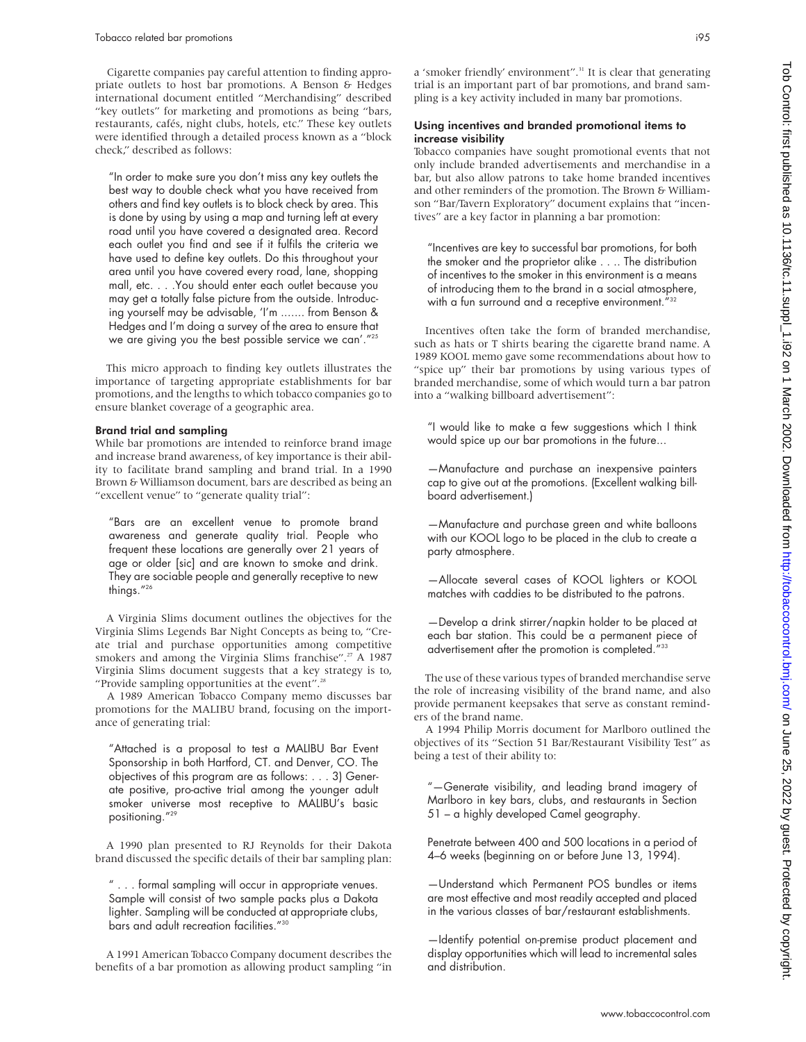Cigarette companies pay careful attention to finding appropriate outlets to host bar promotions. A Benson & Hedges international document entitled "Merchandising" described "key outlets" for marketing and promotions as being "bars, restaurants, cafés, night clubs, hotels, etc." These key outlets were identified through a detailed process known as a "block check," described as follows:

> "In order to make sure you don't miss any key outlets the best way to double check what you have received from others and find key outlets is to block check by area. This is done by using by using a map and turning left at every road until you have covered a designated area. Record each outlet you find and see if it fulfils the criteria we have used to define key outlets. Do this throughout your area until you have covered every road, lane, shopping mall, etc. . . .You should enter each outlet because you may get a totally false picture from the outside. Introducing yourself may be advisable, 'I'm ....... from Benson & Hedges and I'm doing a survey of the area to ensure that we are giving you the best possible service we can'."[25]

This micro approach to finding key outlets illustrates the importance of targeting appropriate establishments for bar promotions, and the lengths to which tobacco companies go to ensure blanket coverage of a geographic area.

### Brand trial and sampling

While bar promotions are intended to reinforce brand image and increase brand awareness, of key importance is their ability to facilitate brand sampling and brand trial. In a 1990 Brown & Williamson document, bars are described as being an "excellent venue" to "generate quality trial":

> "Bars are an excellent venue to promote brand awareness and generate quality trial. People who frequent these locations are generally over 21 years of age or older [sic] and are known to smoke and drink. They are sociable people and generally receptive to new things."[26]

A Virginia Slims document outlines the objectives for the Virginia Slims Legends Bar Night Concepts as being to, "Create trial and purchase opportunities among competitive smokers and among the Virginia Slims franchise".[27] A 1987 Virginia Slims document suggests that a key strategy is to, "Provide sampling opportunities at the event".[28]

A 1989 American Tobacco Company memo discusses bar promotions for the MALIBU brand, focusing on the importance of generating trial:

> "Attached is a proposal to test a MALIBU Bar Event Sponsorship in both Hartford, CT. and Denver, CO. The objectives of this program are as follows: . . . 3) Generate positive, pro-active trial among the younger adult smoker universe most receptive to MALIBU's basic positioning."[29]

A 1990 plan presented to RJ Reynolds for their Dakota brand discussed the specific details of their bar sampling plan:

> " . . . formal sampling will occur in appropriate venues. Sample will consist of two sample packs plus a Dakota lighter. Sampling will be conducted at appropriate clubs, bars and adult recreation facilities."[30]

A 1991 American Tobacco Company document describes the benefits of a bar promotion as allowing product sampling "in a 'smoker friendly' environment".[31] It is clear that generating trial is an important part of bar promotions, and brand sampling is a key activity included in many bar promotions.

### Using incentives and branded promotional items to increase visibility

Tobacco companies have sought promotional events that not only include branded advertisements and merchandise in a bar, but also allow patrons to take home branded incentives and other reminders of the promotion. The Brown & Williamson "Bar/Tavern Exploratory" document explains that "incentives" are a key factor in planning a bar promotion:

> "Incentives are key to successful bar promotions, for both the smoker and the proprietor alike . . .. The distribution of incentives to the smoker in this environment is a means of introducing them to the brand in a social atmosphere, with a fun surround and a receptive environment."[32]

Incentives often take the form of branded merchandise, such as hats or T shirts bearing the cigarette brand name. A 1989 KOOL memo gave some recommendations about how to "spice up" their bar promotions by using various types of branded merchandise, some of which would turn a bar patron into a "walking billboard advertisement":

> "I would like to make a few suggestions which I think would spice up our bar promotions in the future...
>
> —Manufacture and purchase an inexpensive painters cap to give out at the promotions. (Excellent walking billboard advertisement.)
>
> —Manufacture and purchase green and white balloons with our KOOL logo to be placed in the club to create a party atmosphere.
>
> —Allocate several cases of KOOL lighters or KOOL matches with caddies to be distributed to the patrons.
>
> —Develop a drink stirrer/napkin holder to be placed at each bar station. This could be a permanent piece of advertisement after the promotion is completed."[33]

The use of these various types of branded merchandise serve the role of increasing visibility of the brand name, and also provide permanent keepsakes that serve as constant reminders of the brand name.

A 1994 Philip Morris document for Marlboro outlined the objectives of its "Section 51 Bar/Restaurant Visibility Test" as being a test of their ability to:

> "—Generate visibility, and leading brand imagery of Marlboro in key bars, clubs, and restaurants in Section 51 – a highly developed Camel geography.
>
> Penetrate between 400 and 500 locations in a period of 4–6 weeks (beginning on or before June 13, 1994).
>
> —Understand which Permanent POS bundles or items are most effective and most readily accepted and placed in the various classes of bar/restaurant establishments.
>
> —Identify potential on-premise product placement and display opportunities which will lead to incremental sales and distribution.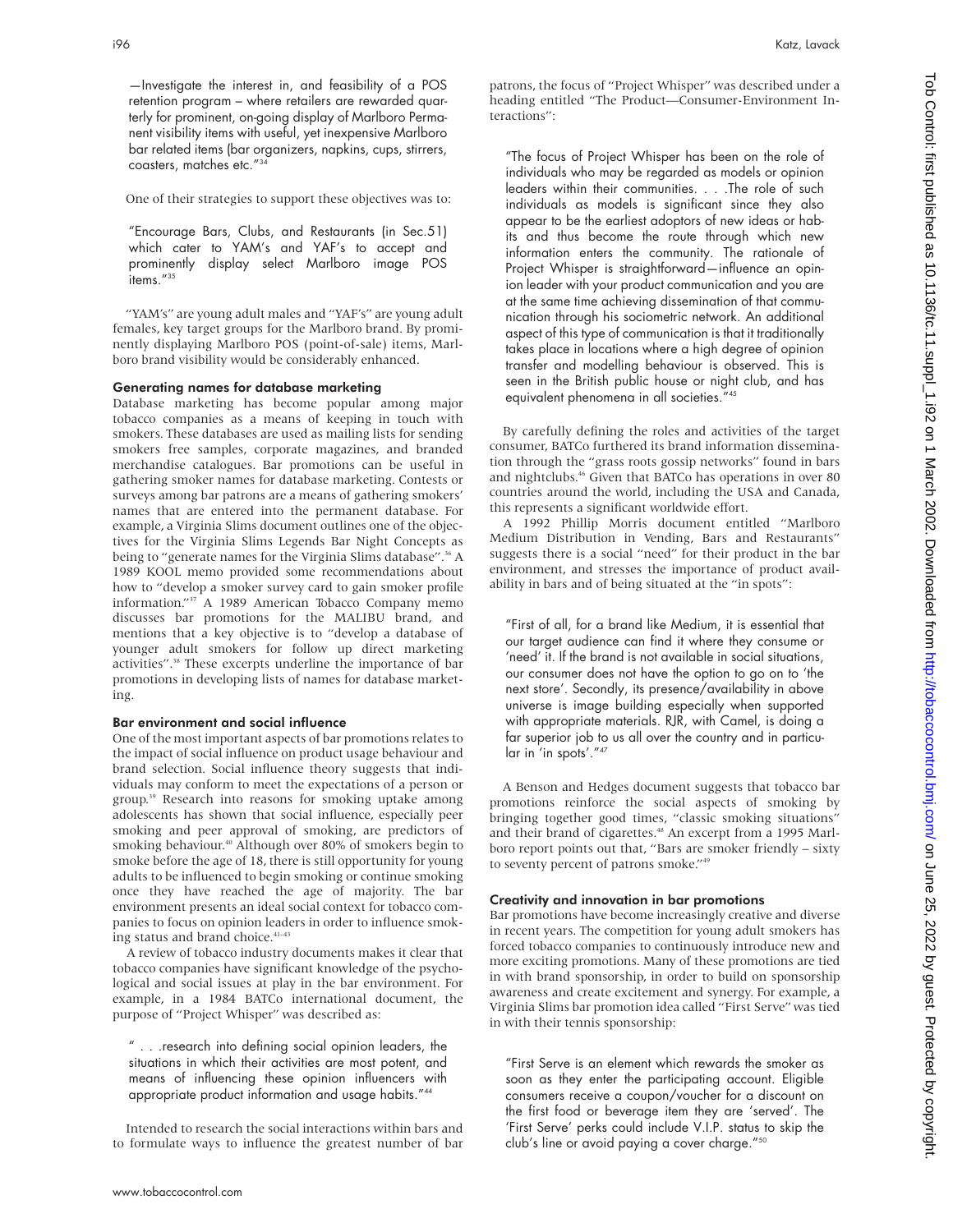—Investigate the interest in, and feasibility of a POS retention program – where retailers are rewarded quarterly for prominent, on-going display of Marlboro Permanent visibility items with useful, yet inexpensive Marlboro bar related items (bar organizers, napkins, cups, stirrers, coasters, matches etc."[34]

One of their strategies to support these objectives was to:

> "Encourage Bars, Clubs, and Restaurants (in Sec.51) which cater to YAM's and YAF's to accept and prominently display select Marlboro image POS items."[35]

"YAM's" are young adult males and "YAF's" are young adult females, key target groups for the Marlboro brand. By prominently displaying Marlboro POS (point-of-sale) items, Marlboro brand visibility would be considerably enhanced.

### Generating names for database marketing

Database marketing has become popular among major tobacco companies as a means of keeping in touch with smokers. These databases are used as mailing lists for sending smokers free samples, corporate magazines, and branded merchandise catalogues. Bar promotions can be useful in gathering smoker names for database marketing. Contests or surveys among bar patrons are a means of gathering smokers' names that are entered into the permanent database. For example, a Virginia Slims document outlines one of the objectives for the Virginia Slims Legends Bar Night Concepts as being to "generate names for the Virginia Slims database".[36] A 1989 KOOL memo provided some recommendations about how to "develop a smoker survey card to gain smoker profile information."[37] A 1989 American Tobacco Company memo discusses bar promotions for the MALIBU brand, and mentions that a key objective is to "develop a database of younger adult smokers for follow up direct marketing activities".[38] These excerpts underline the importance of bar promotions in developing lists of names for database marketing.

### Bar environment and social influence

One of the most important aspects of bar promotions relates to the impact of social influence on product usage behaviour and brand selection. Social influence theory suggests that individuals may conform to meet the expectations of a person or group.[39] Research into reasons for smoking uptake among adolescents has shown that social influence, especially peer smoking and peer approval of smoking, are predictors of smoking behaviour.[40] Although over 80% of smokers begin to smoke before the age of 18, there is still opportunity for young adults to be influenced to begin smoking or continue smoking once they have reached the age of majority. The bar environment presents an ideal social context for tobacco companies to focus on opinion leaders in order to influence smoking status and brand choice.[41–43]

A review of tobacco industry documents makes it clear that tobacco companies have significant knowledge of the psychological and social issues at play in the bar environment. For example, in a 1984 BATCo international document, the purpose of "Project Whisper" was described as:

> " . . .research into defining social opinion leaders, the situations in which their activities are most potent, and means of influencing these opinion influencers with appropriate product information and usage habits."[44]

Intended to research the social interactions within bars and to formulate ways to influence the greatest number of bar patrons, the focus of "Project Whisper" was described under a heading entitled "The Product—Consumer-Environment Interactions":

> "The focus of Project Whisper has been on the role of individuals who may be regarded as models or opinion leaders within their communities. . . .The role of such individuals as models is significant since they also appear to be the earliest adoptors of new ideas or habits and thus become the route through which new information enters the community. The rationale of Project Whisper is straightforward—influence an opinion leader with your product communication and you are at the same time achieving dissemination of that communication through his sociometric network. An additional aspect of this type of communication is that it traditionally takes place in locations where a high degree of opinion transfer and modelling behaviour is observed. This is seen in the British public house or night club, and has equivalent phenomena in all societies."[45]

By carefully defining the roles and activities of the target consumer, BATCo furthered its brand information dissemination through the "grass roots gossip networks" found in bars and nightclubs.[46] Given that BATCo has operations in over 80 countries around the world, including the USA and Canada, this represents a significant worldwide effort.

A 1992 Phillip Morris document entitled "Marlboro Medium Distribution in Vending, Bars and Restaurants" suggests there is a social "need" for their product in the bar environment, and stresses the importance of product availability in bars and of being situated at the "in spots":

> "First of all, for a brand like Medium, it is essential that our target audience can find it where they consume or 'need' it. If the brand is not available in social situations, our consumer does not have the option to go on to 'the next store'. Secondly, its presence/availability in above universe is image building especially when supported with appropriate materials. RJR, with Camel, is doing a far superior job to us all over the country and in particular in 'in spots'."[47]

A Benson and Hedges document suggests that tobacco bar promotions reinforce the social aspects of smoking by bringing together good times, "classic smoking situations" and their brand of cigarettes.[48] An excerpt from a 1995 Marlboro report points out that, "Bars are smoker friendly – sixty to seventy percent of patrons smoke."[49]

### Creativity and innovation in bar promotions

Bar promotions have become increasingly creative and diverse in recent years. The competition for young adult smokers has forced tobacco companies to continuously introduce new and more exciting promotions. Many of these promotions are tied in with brand sponsorship, in order to build on sponsorship awareness and create excitement and synergy. For example, a Virginia Slims bar promotion idea called "First Serve" was tied in with their tennis sponsorship:

> "First Serve is an element which rewards the smoker as soon as they enter the participating account. Eligible consumers receive a coupon/voucher for a discount on the first food or beverage item they are 'served'. The 'First Serve' perks could include V.I.P. status to skip the club's line or avoid paying a cover charge."[50]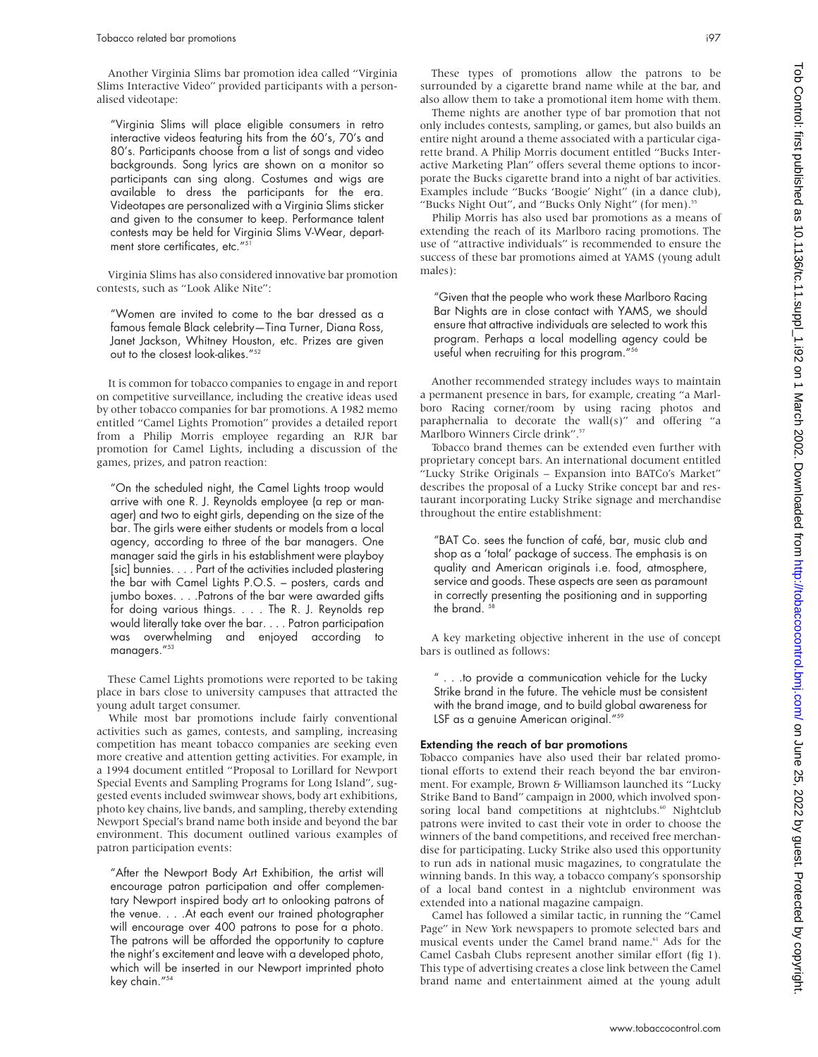Another Virginia Slims bar promotion idea called "Virginia Slims Interactive Video" provided participants with a personalised videotape:

> "Virginia Slims will place eligible consumers in retro interactive videos featuring hits from the 60's, 70's and 80's. Participants choose from a list of songs and video backgrounds. Song lyrics are shown on a monitor so participants can sing along. Costumes and wigs are available to dress the participants for the era. Videotapes are personalized with a Virginia Slims sticker and given to the consumer to keep. Performance talent contests may be held for Virginia Slims V-Wear, department store certificates, etc."[51]

Virginia Slims has also considered innovative bar promotion contests, such as "Look Alike Nite":

> "Women are invited to come to the bar dressed as a famous female Black celebrity—Tina Turner, Diana Ross, Janet Jackson, Whitney Houston, etc. Prizes are given out to the closest look-alikes."[52]

It is common for tobacco companies to engage in and report on competitive surveillance, including the creative ideas used by other tobacco companies for bar promotions. A 1982 memo entitled "Camel Lights Promotion" provides a detailed report from a Philip Morris employee regarding an RJR bar promotion for Camel Lights, including a discussion of the games, prizes, and patron reaction:

> "On the scheduled night, the Camel Lights troop would arrive with one R. J. Reynolds employee (a rep or manager) and two to eight girls, depending on the size of the bar. The girls were either students or models from a local agency, according to three of the bar managers. One manager said the girls in his establishment were playboy [sic] bunnies. . . . Part of the activities included plastering the bar with Camel Lights P.O.S. – posters, cards and jumbo boxes. . . .Patrons of the bar were awarded gifts for doing various things. . . . The R. J. Reynolds rep would literally take over the bar. . . . Patron participation was overwhelming and enjoyed according to managers."[53]

These Camel Lights promotions were reported to be taking place in bars close to university campuses that attracted the young adult target consumer.

While most bar promotions include fairly conventional activities such as games, contests, and sampling, increasing competition has meant tobacco companies are seeking even more creative and attention getting activities. For example, in a 1994 document entitled "Proposal to Lorillard for Newport Special Events and Sampling Programs for Long Island", suggested events included swimwear shows, body art exhibitions, photo key chains, live bands, and sampling, thereby extending Newport Special's brand name both inside and beyond the bar environment. This document outlined various examples of patron participation events:

> "After the Newport Body Art Exhibition, the artist will encourage patron participation and offer complementary Newport inspired body art to onlooking patrons of the venue. . . .At each event our trained photographer will encourage over 400 patrons to pose for a photo. The patrons will be afforded the opportunity to capture the night's excitement and leave with a developed photo, which will be inserted in our Newport imprinted photo key chain."[54]

These types of promotions allow the patrons to be surrounded by a cigarette brand name while at the bar, and also allow them to take a promotional item home with them.

Theme nights are another type of bar promotion that not only includes contests, sampling, or games, but also builds an entire night around a theme associated with a particular cigarette brand. A Philip Morris document entitled "Bucks Interactive Marketing Plan" offers several theme options to incorporate the Bucks cigarette brand into a night of bar activities. Examples include "Bucks 'Boogie' Night" (in a dance club), "Bucks Night Out", and "Bucks Only Night" (for men).[55]

Philip Morris has also used bar promotions as a means of extending the reach of its Marlboro racing promotions. The use of "attractive individuals" is recommended to ensure the success of these bar promotions aimed at YAMS (young adult males):

> "Given that the people who work these Marlboro Racing Bar Nights are in close contact with YAMS, we should ensure that attractive individuals are selected to work this program. Perhaps a local modelling agency could be useful when recruiting for this program."[56]

Another recommended strategy includes ways to maintain a permanent presence in bars, for example, creating "a Marlboro Racing corner/room by using racing photos and paraphernalia to decorate the wall(s)" and offering "a Marlboro Winners Circle drink".[57]

Tobacco brand themes can be extended even further with proprietary concept bars. An international document entitled "Lucky Strike Originals – Expansion into BATCo's Market" describes the proposal of a Lucky Strike concept bar and restaurant incorporating Lucky Strike signage and merchandise throughout the entire establishment:

> "BAT Co. sees the function of café, bar, music club and shop as a 'total' package of success. The emphasis is on quality and American originals i.e. food, atmosphere, service and goods. These aspects are seen as paramount in correctly presenting the positioning and in supporting the brand. [58]

A key marketing objective inherent in the use of concept bars is outlined as follows:

> " . . .to provide a communication vehicle for the Lucky Strike brand in the future. The vehicle must be consistent with the brand image, and to build global awareness for LSF as a genuine American original."[59]

### Extending the reach of bar promotions

Tobacco companies have also used their bar related promotional efforts to extend their reach beyond the bar environment. For example, Brown & Williamson launched its "Lucky Strike Band to Band" campaign in 2000, which involved sponsoring local band competitions at nightclubs.[60] Nightclub patrons were invited to cast their vote in order to choose the winners of the band competitions, and received free merchandise for participating. Lucky Strike also used this opportunity to run ads in national music magazines, to congratulate the winning bands. In this way, a tobacco company's sponsorship of a local band contest in a nightclub environment was extended into a national magazine campaign.

Camel has followed a similar tactic, in running the "Camel Page" in New York newspapers to promote selected bars and musical events under the Camel brand name.[61] Ads for the Camel Casbah Clubs represent another similar effort (fig 1). This type of advertising creates a close link between the Camel brand name and entertainment aimed at the young adult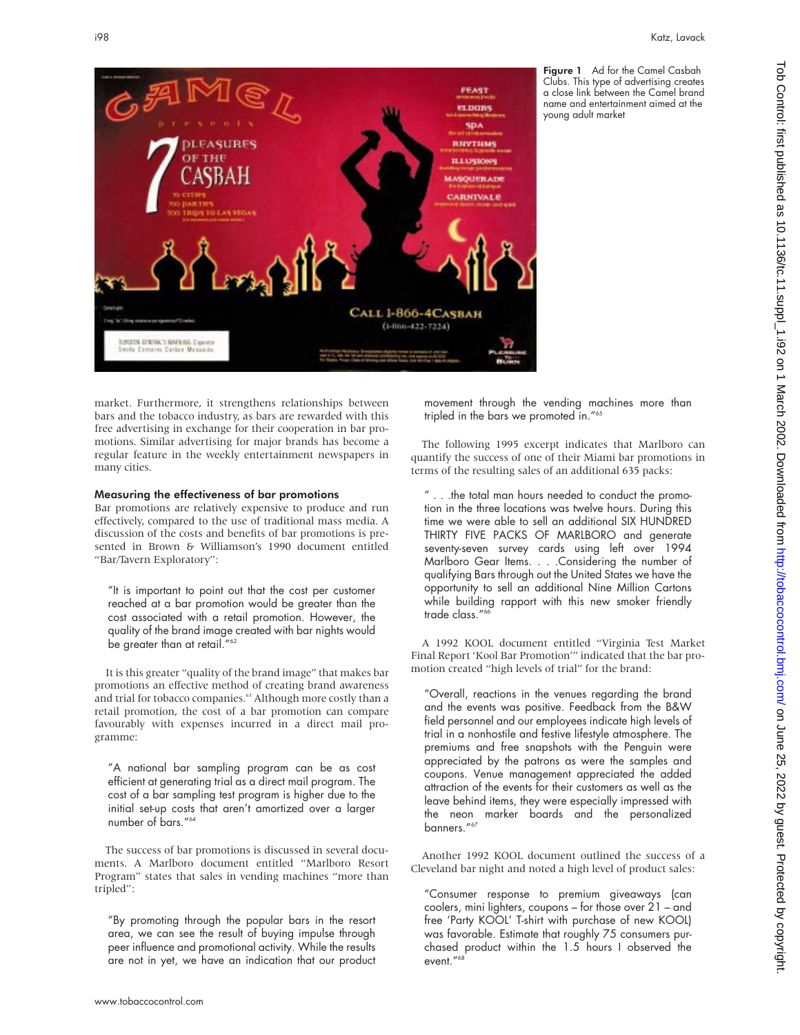Figure 1 Ad for the Camel Casbah Clubs. This type of advertising creates a close link between the Camel brand name and entertainment aimed at the young adult market

market. Furthermore, it strengthens relationships between bars and the tobacco industry, as bars are rewarded with this free advertising in exchange for their cooperation in bar promotions. Similar advertising for major brands has become a regular feature in the weekly entertainment newspapers in many cities.

### Measuring the effectiveness of bar promotions

Bar promotions are relatively expensive to produce and run effectively, compared to the use of traditional mass media. A discussion of the costs and benefits of bar promotions is presented in Brown & Williamson's 1990 document entitled "Bar/Tavern Exploratory":

> "It is important to point out that the cost per customer reached at a bar promotion would be greater than the cost associated with a retail promotion. However, the quality of the brand image created with bar nights would be greater than at retail."[62]

It is this greater "quality of the brand image" that makes bar promotions an effective method of creating brand awareness and trial for tobacco companies.[63] Although more costly than a retail promotion, the cost of a bar promotion can compare favourably with expenses incurred in a direct mail programme:

> "A national bar sampling program can be as cost efficient at generating trial as a direct mail program. The cost of a bar sampling test program is higher due to the initial set-up costs that aren't amortized over a larger number of bars."[64]

The success of bar promotions is discussed in several documents. A Marlboro document entitled "Marlboro Resort Program" states that sales in vending machines "more than tripled":

> "By promoting through the popular bars in the resort area, we can see the result of buying impulse through peer influence and promotional activity. While the results are not in yet, we have an indication that our product movement through the vending machines more than tripled in the bars we promoted in."[65]

The following 1995 excerpt indicates that Marlboro can quantify the success of one of their Miami bar promotions in terms of the resulting sales of an additional 635 packs:

> " . . .the total man hours needed to conduct the promotion in the three locations was twelve hours. During this time we were able to sell an additional SIX HUNDRED THIRTY FIVE PACKS OF MARLBORO and generate seventy-seven survey cards using left over 1994 Marlboro Gear Items. . . .Considering the number of qualifying Bars through out the United States we have the opportunity to sell an additional Nine Million Cartons while building rapport with this new smoker friendly trade class."[66]

A 1992 KOOL document entitled "Virginia Test Market Final Report 'Kool Bar Promotion'" indicated that the bar promotion created "high levels of trial" for the brand:

> "Overall, reactions in the venues regarding the brand and the events was positive. Feedback from the B&W field personnel and our employees indicate high levels of trial in a nonhostile and festive lifestyle atmosphere. The premiums and free snapshots with the Penguin were appreciated by the patrons as were the samples and coupons. Venue management appreciated the added attraction of the events for their customers as well as the leave behind items, they were especially impressed with the neon marker boards and the personalized banners."[67]

Another 1992 KOOL document outlined the success of a Cleveland bar night and noted a high level of product sales:

> "Consumer response to premium giveaways (can coolers, mini lighters, coupons – for those over 21 – and free 'Party KOOL' T-shirt with purchase of new KOOL) was favorable. Estimate that roughly 75 consumers purchased product within the 1.5 hours I observed the event."[68]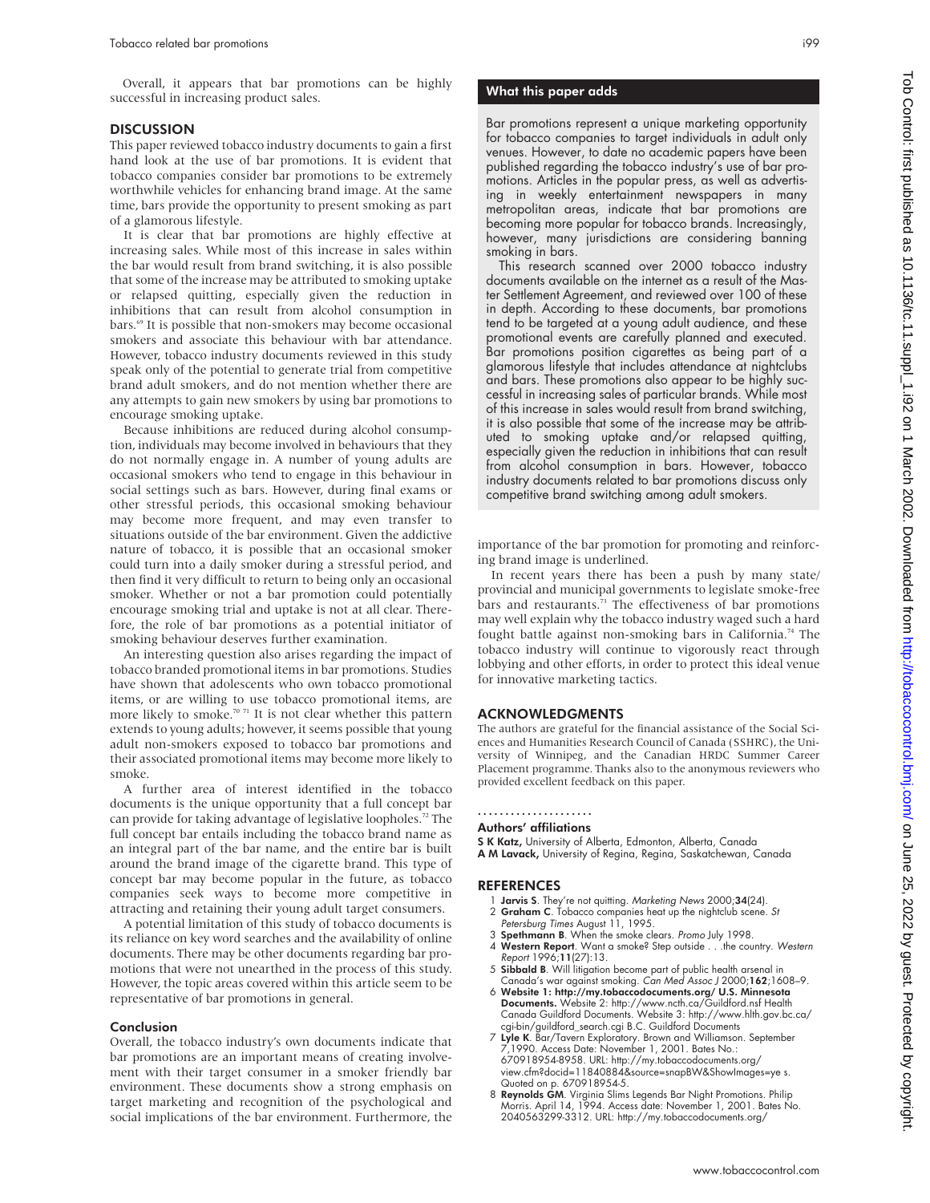Overall, it appears that bar promotions can be highly successful in increasing product sales.

## DISCUSSION

This paper reviewed tobacco industry documents to gain a first hand look at the use of bar promotions. It is evident that tobacco companies consider bar promotions to be extremely worthwhile vehicles for enhancing brand image. At the same time, bars provide the opportunity to present smoking as part of a glamorous lifestyle.

It is clear that bar promotions are highly effective at increasing sales. While most of this increase in sales within the bar would result from brand switching, it is also possible that some of the increase may be attributed to smoking uptake or relapsed quitting, especially given the reduction in inhibitions that can result from alcohol consumption in bars.[69] It is possible that non-smokers may become occasional smokers and associate this behaviour with bar attendance. However, tobacco industry documents reviewed in this study speak only of the potential to generate trial from competitive brand adult smokers, and do not mention whether there are any attempts to gain new smokers by using bar promotions to encourage smoking uptake.

Because inhibitions are reduced during alcohol consumption, individuals may become involved in behaviours that they do not normally engage in. A number of young adults are occasional smokers who tend to engage in this behaviour in social settings such as bars. However, during final exams or other stressful periods, this occasional smoking behaviour may become more frequent, and may even transfer to situations outside of the bar environment. Given the addictive nature of tobacco, it is possible that an occasional smoker could turn into a daily smoker during a stressful period, and then find it very difficult to return to being only an occasional smoker. Whether or not a bar promotion could potentially encourage smoking trial and uptake is not at all clear. Therefore, the role of bar promotions as a potential initiator of smoking behaviour deserves further examination.

An interesting question also arises regarding the impact of tobacco branded promotional items in bar promotions. Studies have shown that adolescents who own tobacco promotional items, or are willing to use tobacco promotional items, are more likely to smoke.[70 71] It is not clear whether this pattern extends to young adults; however, it seems possible that young adult non-smokers exposed to tobacco bar promotions and their associated promotional items may become more likely to smoke.

A further area of interest identified in the tobacco documents is the unique opportunity that a full concept bar can provide for taking advantage of legislative loopholes.[72] The full concept bar entails including the tobacco brand name as an integral part of the bar name, and the entire bar is built around the brand image of the cigarette brand. This type of concept bar may become popular in the future, as tobacco companies seek ways to become more competitive in attracting and retaining their young adult target consumers.

A potential limitation of this study of tobacco documents is its reliance on key word searches and the availability of online documents. There may be other documents regarding bar promotions that were not unearthed in the process of this study. However, the topic areas covered within this article seem to be representative of bar promotions in general.

### Conclusion

Overall, the tobacco industry's own documents indicate that bar promotions are an important means of creating involvement with their target consumer in a smoker friendly bar environment. These documents show a strong emphasis on target marketing and recognition of the psychological and social implications of the bar environment. Furthermore, the importance of the bar promotion for promoting and reinforcing brand image is underlined.

In recent years there has been a push by many state/provincial and municipal governments to legislate smoke-free bars and restaurants.[73] The effectiveness of bar promotions may well explain why the tobacco industry waged such a hard fought battle against non-smoking bars in California.[74] The tobacco industry will continue to vigorously react through lobbying and other efforts, in order to protect this ideal venue for innovative marketing tactics.

### What this paper adds

Bar promotions represent a unique marketing opportunity for tobacco companies to target individuals in adult only venues. However, to date no academic papers have been published regarding the tobacco industry's use of bar promotions. Articles in the popular press, as well as advertising in weekly entertainment newspapers in many metropolitan areas, indicate that bar promotions are becoming more popular for tobacco brands. Increasingly, however, many jurisdictions are considering banning smoking in bars.

This research scanned over 2000 tobacco industry documents available on the internet as a result of the Master Settlement Agreement, and reviewed over 100 of these in depth. According to these documents, bar promotions tend to be targeted at a young adult audience, and these promotional events are carefully planned and executed. Bar promotions position cigarettes as being part of a glamorous lifestyle that includes attendance at nightclubs and bars. These promotions also appear to be highly successful in increasing sales of particular brands. While most of this increase in sales would result from brand switching, it is also possible that some of the increase may be attributed to smoking uptake and/or relapsed quitting, especially given the reduction in inhibitions that can result from alcohol consumption in bars. However, tobacco industry documents related to bar promotions discuss only competitive brand switching among adult smokers.

## ACKNOWLEDGMENTS

The authors are grateful for the financial assistance of the Social Sciences and Humanities Research Council of Canada (SSHRC), the University of Winnipeg, and the Canadian HRDC Summer Career Placement programme. Thanks also to the anonymous reviewers who provided excellent feedback on this paper.

### Authors' affiliations

**S K Katz,** University of Alberta, Edmonton, Alberta, Canada
**A M Lavack,** University of Regina, Regina, Saskatchewan, Canada

## REFERENCES

1. **Jarvis S**. They're not quitting. *Marketing News* 2000;**34**(24).
2. **Graham C**. Tobacco companies heat up the nightclub scene. *St Petersburg Times* August 11, 1995.
3. **Spethmann B**. When the smoke clears. *Promo* July 1998.
4. **Western Report**. Want a smoke? Step outside . . .the country. *Western Report* 1996;**11**(27):13.
5. **Sibbald B**. Will litigation become part of public health arsenal in Canada's war against smoking. *Can Med Assoc J* 2000;**162**;1608–9.
6. **Website 1: http://my.tobaccodocuments.org/ U.S. Minnesota Documents.** Website 2: http://www.ncth.ca/Guildford.nsf Health Canada Guildford Documents. Website 3: http://www.hlth.gov.bc.ca/cgi-bin/guildford_search.cgi B.C. Guildford Documents
7. **Lyle K**. Bar/Tavern Exploratory. Brown and Williamson. September 7,1990. Access Date: November 1, 2001. Bates No.: 670918954-8958. URL: http://my.tobaccodocuments.org/view.cfm?docid=11840884&source=snapBW&ShowImages=ye s. Quoted on p. 670918954-5.
8. **Reynolds GM**. Virginia Slims Legends Bar Night Promotions. Philip Morris. April 14, 1994. Access date: November 1, 2001. Bates No. 2040563299-3312. URL: http://my.tobaccodocuments.org/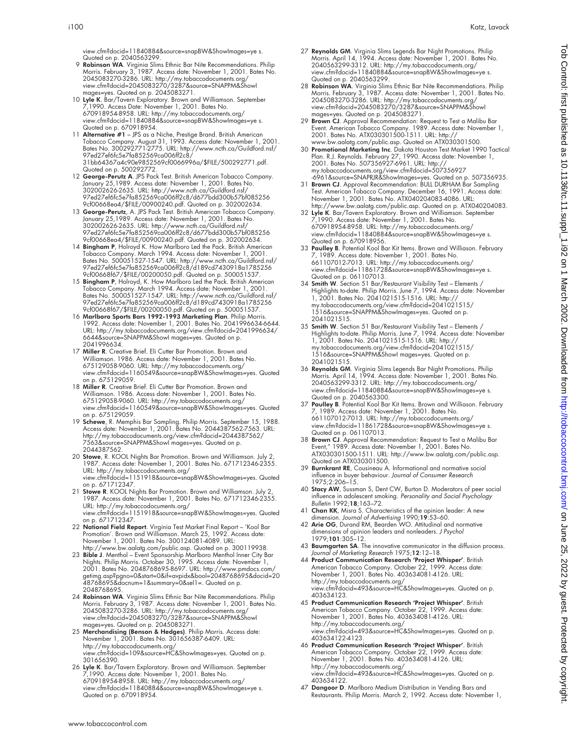view.cfm?docid=11840884&source=snapBW&ShowImages=ye s. Quoted on p. 2040563299.

9 **Robinson WA**. Virginia Slims Ethnic Bar Nite Recommendations. Philip Morris. February 3, 1987. Access date: November 1, 2001. Bates No. 2045083270-3286. URL: http://my.tobaccodocuments.org/view.cfm?docid=2045083270/3287&source=SNAPPM&ShowImages=yes. Quoted on p. 2045083271.
10 **Lyle K**. Bar/Tavern Exploratory. Brown and Williamson. September 7,1990. Access Date: November 1, 2001. Bates No. 670918954-8958. URL: http://my.tobaccodocuments.org/view.cfm?docid=11840884&source=snapBW&ShowImages=ye s. Quoted on p. 670918954.
11 **Alternative #1** – JPS as a Niche, Prestige Brand. British American Tobacco Company. August 31, 1993. Access date: November 1, 2001. Bates No. 300292771-2775. URL: http://www.ncth.ca/Guildford.nsf/97ed27ef6fc5e7fa852569ca006ff2c8/31bb64367a4c90e9852569cf0066996a/$FILE/500292771.pdf. Quoted on p. 500292772.
12 **George-Perutz A**. JPS Pack Test. British American Tobacco Company. January 25,1989. Access date: November 1, 2001. Bates No. 302002626-2635. URL: http://www.ncth.ca/Guildford.nsf/97ed27ef6fc5e7fa852569ca006ff2c8/d677bdd300b57bf0852569cf00668ea4/$FILE/00900240.pdf. Quoted on p. 302002634.
13 **George-Perutz**, A. JPS Pack Test. British American Tobacco Company. January 25,1989. Access date: November 1, 2001. Bates No. 302002626-2635. URL: http://www.ncth.ca/Guildford.nsf/97ed27ef6fc5e7fa852569ca006ff2c8/d677bdd300b57bf0852569cf00668ea4/$FILE/00900240.pdf. Quoted on p. 302002634.
14 **Bingham P**, Holroyd K. How Marlboro Led the Pack. British American Tobacco Company. March 1994. Access date: November 1, 2001. Bates No. 500051527-1547. URL: http://www.ncth.ca/Guildford.nsf/97ed27ef6fc5e7fa852569ca006ff2c8/d189cd7430918a17852569cf00668f67/$FILE/00200050.pdf. Quoted on p. 500051537.
15 **Bingham P**, Holroyd, K. How Marlboro Led the Pack. British American Tobacco Company. March 1994. Access date: November 1, 2001. Bates No. 500051527-1547. URL: http://www.ncth.ca/Guildford.nsf/97ed27ef6fc5e7fa852569ca006ff2c8/d189cd7430918a17852569cf00668f67/$FILE/00200050.pdf. Quoted on p. 500051537.
16 **Marlboro Sports Bars 1992-1993 Marketing Plan**. Philip Morris. 1992. Access date: November 1, 2001. Bates No. 2041996634-6644. URL: http://my.tobaccodocuments.org/view.cfm?docid=2041996634/6644&source=SNAPPM&ShowI mages=yes. Quoted on p. 2041996634.
17 **Miller R**. Creative Brief. Eli Cutter Bar Promotion. Brown and Williamson. 1986. Access date: November 1, 2001. Bates No. 675129058-9060. URL: http://my.tobaccodocuments.org/view.cfm?docid=1160549&source=snapBW&ShowImages=yes. Quoted on p. 675129059.
18 **Miller R**. Creative Brief. Eli Cutter Bar Promotion. Brown and Williamson. 1986. Access date: November 1, 2001. Bates No. 675129058-9060. URL: http://my.tobaccodocuments.org/view.cfm?docid=1160549&source=snapBW&ShowImages=yes. Quoted on p. 675129059.
19 **Schewe**, R. Memphis Bar Sampling. Philip Morris. September 15, 1988. Access date: November 1, 2001. Bates No. 2044387562-7563. URL: http://my.tobaccodocuments.org/view.cfm?docid=2044387562/7563&source=SNAPPM&ShowI mages=yes. Quoted on p. 2044387562.
20 **Stowe**, R. KOOL Nights Bar Promotion. Brown and Williamson. July 2, 1987. Access date: November 1, 2001. Bates No. 671712346-2355. URL: http://my.tobaccodocuments.org/view.cfm?docid=1151918&source=snapBW&ShowImages=yes. Quoted on p. 671712347.
21 **Stowe R**. KOOL Nights Bar Promotion. Brown and Williamson. July 2, 1987. Access date: November 1, 2001. Bates No. 671712346-2355. URL: http://my.tobaccodocuments.org/view.cfm?docid=1151918&source=snapBW&ShowImages=yes. Quoted on p. 671712347.
22 **National Field Report**. Virginia Test Market Final Report – 'Kool Bar Promotion'. Brown and Williamson. March 25, 1992. Access date: November 1, 2001. Bates No. 300124081-4089. URL: http://www.bw.aalatg.com/public.asp. Quoted on p. 300119938.
23 **Bible J**. Menthol – Event Sponsorship Marlboro Menthol Inner City Bar Nights. Philip Morris. October 30, 1995. Access date: November 1, 2001. Bates No. 2048768695-8697. URL: http://www.pmdocs.com/getimg.asp?pgno=0&start=0&if=avpidx&bool=2048768695&docid=2048768695&docnum=1&summary=0&sel1=. Quoted on p. 2048768695.
24 **Robinson WA**. Virginia Slims Ethnic Bar Nite Recommendations. Philip Morris. February 3, 1987. Access date: November 1, 2001. Bates No. 2045083270-3286. URL: http://my.tobaccodocuments.org/view.cfm?docid=2045083270/3287&source=SNAPPM&ShowImages=yes. Quoted on p. 2045083271.
25 **Merchandising (Benson & Hedges)**. Philip Morris. Access date: November 1, 2001. Bates No. 301656387-6409. URL: http://my.tobaccodocuments.org/view.cfm?docid=109&source=HC&ShowImages=yes. Quoted on p. 301656390.
26 **Lyle K**. Bar/Tavern Exploratory. Brown and Williamson. September 7,1990. Access date: November 1, 2001. Bates No. 670918954-8958. URL: http://my.tobaccodocuments.org/view.cfm?docid=11840884&source=snapBW&ShowImages=ye s. Quoted on p. 670918954.
27 **Reynolds GM**. Virginia Slims Legends Bar Night Promotions. Philip Morris. April 14, 1994. Access date: November 1, 2001. Bates No. 2040563299-3312. URL: http://my.tobaccodocuments.org/view.cfm?docid=11840884&source=snapBW&ShowImages=ye s. Quoted on p. 2040563299.
28 **Robinson WA**. Virginia Slims Ethnic Bar Nite Recommendations. Philip Morris. February 3, 1987. Access date: November 1, 2001. Bates No. 2045083270-3286. URL: http://my.tobaccodocuments.org/view.cfm?docid=2045083270/3287&source=SNAPPM&ShowImages=yes. Quoted on p. 2045083271.
29 **Brown CJ**. Approval Recommendation: Request to Test a Malibu Bar Event. American Tobacco Company. 1989. Access date: November 1, 2001. Bates No. ATX030301500-1511. URL: http://www.bw.aalatg.com/public.asp. Quoted on ATX030301500.
30 **Promotional Marketing Inc**. Dakota Houston Test Market 1990 Tactical Plan. R.J. Reynolds. February 27, 1990. Access date: November 1, 2001. Bates No. 507356927-6961. URL: http://my.tobaccodocuments.org/view.cfm?docid=507356927-6961&source=SNAPRJR&ShowImages=yes. Quoted on p. 507356935.
31 **Brown CJ**. Approval Recommendation: BULL DURHAM Bar Sampling Test. American Tobacco Company. December 16, 1991. Access date: November 1, 2001. Bates No. ATX040204083-4086. URL: http://www.bw.aalatg.com/public.asp. Quoted on p. ATX040204083.
32 **Lyle K**. Bar/Tavern Exploratory. Brown and Williamson. September 7,1990. Access date: November 1, 2001. Bates No. 670918954-8958. URL: http://my.tobaccodocuments.org/view.cfm?docid=11840884&source=snapBW&ShowImages=ye s. Quoted on p. 670918956.
33 **Paulley B**. Potential Kool Bar Kit Items. Brown and Williason. February 7, 1989. Access date: November 1, 2001. Bates No. 661107012-7013. URL: http://my.tobaccodocuments.org/view.cfm?docid=11861728&source=snapBW&ShowImages=ye s. Quoted on p. 061107013.
34 **Smith W**. Section 51 Bar/Restaurant Visibility Test – Elements / Highlights to-date. Philip Morris. June 7, 1994. Access date: November 1, 2001. Bates No. 2041021515-1516. URL: http://my.tobaccodocuments.org/view.cfm?docid=2041021515/1516&source=SNAPPM&ShowImages=yes. Quoted on p. 2041021515.
35 **Smith W**. Section 51 Bar/Restaurant Visibility Test – Elements / Highlights to-date. Philip Morris. June 7, 1994. Access date: November 1, 2001. Bates No. 2041021515-1516. URL: http://my.tobaccodocuments.org/view.cfm?docid=2041021515/1516&source=SNAPPM&ShowI mages=yes. Quoted on p. 2041021515.
36 **Reynolds GM**. Virginia Slims Legends Bar Night Promotions. Philip Morris. April 14, 1994. Access date: November 1, 2001. Bates No. 2040563299-3312. URL: http://my.tobaccodocuments.org/view.cfm?docid=11840884&source=snapBW&ShowImages=ye s. Quoted on p. 2040563300.
37 **Paulley B**. Potential Kool Bar Kit Items. Brown and Williason. February 7, 1989. Access date: November 1, 2001. Bates No. 661107012-7013. URL: http://my.tobaccodocuments.org/view.cfm?docid=11861728&source=snapBW&ShowImages=ye s. Quoted on p. 061107013.
38 **Brown CJ**. Approval Recommendation: Request to Test a Malibu Bar Event," 1989. Access date: November 1, 2001. Bates No. ATX030301500-1511. URL: http://www.bw.aalatg.com/public.asp. Quoted on ATX030301500.
39 **Burnkrant RE**, Cousineau A. Informational and normative social influence in buyer behaviour. *Journal of Consumer Research* 1975;2:206–15.
40 **Stacy AW**, Sussman S, Dent CW, Burton D. Moderators of peer social influence in adolescent smoking. *Personality and Social Psychology Bulletin* 1992;**18**;163–72.
41 **Chan KK**, Misra S. Characteristics of the opinion leader: A new dimension. *Journal of Advertising* 1990;**19**:53–60.
42 **Arie OG**, Durand RM, Bearden WO. Attitudinal and normative dimensions of opinion leaders and nonleaders. *J Psychol* 1979;**101**:305–12.
43 **Baumgarten SA**. The innovative communicator in the diffusion process. *Journal of Marketing Research* 1975;**12**:12–18.
44 **Product Communication Research 'Project Whisper'**. British American Tobacco Company. October 22, 1999. Access date: November 1, 2001. Bates No. 403634081-4126. URL: http://my.tobaccodocuments.org/view.cfm?docid=493&source=HC&ShowImages=yes. Quoted on p. 403634123.
45 **Product Communication Research 'Project Whisper'**. British American Tobacco Company. October 22, 1999. Access date: November 1, 2001. Bates No. 403634081-4126. URL: http://my.tobaccodocuments.org/view.cfm?docid=493&source=HC&ShowImages=yes. Quoted on p. 403634122-4123.
46 **Product Communication Research 'Project Whisper'**. British American Tobacco Company. October 22, 1999. Access date: November 1, 2001. Bates No. 403634081-4126. URL: http://my.tobaccodocuments.org/view.cfm?docid=493&source=HC&ShowImages=yes. Quoted on p. 403634122.
47 **Dangoor D**. Marlboro Medium Distribution in Vending Bars and Restaurants. Philip Morris. March 2, 1992. Access date: November 1,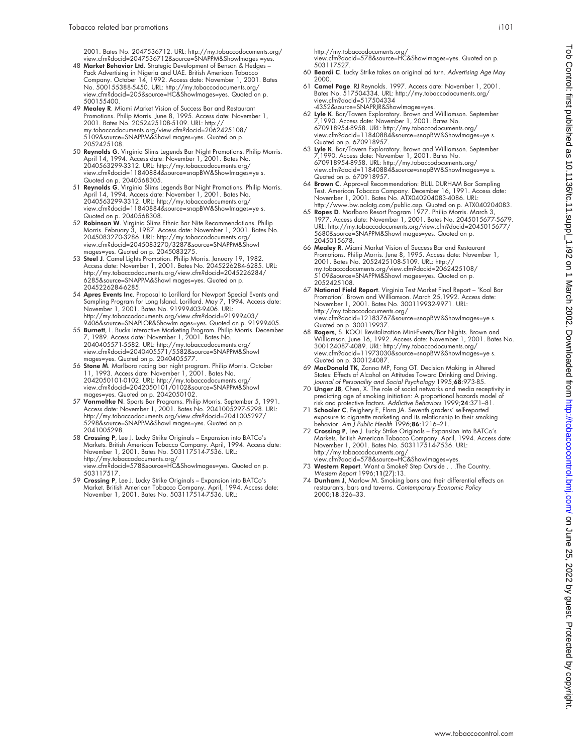2001. Bates No. 2047536712. URL: http://my.tobaccodocuments.org/view.cfm?docid=2047536712&source=SNAPPM&ShowImages =yes.

48 **Market Behavior Ltd**. Strategic Development of Benson & Hedges – Pack Advertising in Nigeria and UAE. British American Tobacco Company. October 14, 1992. Access date: November 1, 2001. Bates No. 500155388-5450. URL: http://my.tobaccodocuments.org/view.cfm?docid=205&source=HC&ShowImages=yes. Quoted on p. 500155400.

49 **Mealey R**. Miami Market Vision of Success Bar and Restaurant Promotions. Philip Morris. June 8, 1995. Access date: November 1, 2001. Bates No. 2052425108-5109. URL: http://my.tobaccodocuments.org/view.cfm?docid=2062425108/5109&source=SNAPPM&ShowI mages=yes. Quoted on p. 2052425108.

50 **Reynolds G**. Virginia Slims Legends Bar Night Promotions. Philip Morris. April 14, 1994. Access date: November 1, 2001. Bates No. 2040563299-3312. URL: http://my.tobaccodocuments.org/view.cfm?docid=11840884&source=snapBW&ShowImages=ye s. Quoted on p. 2040568305.

51 **Reynolds G**. Virginia Slims Legends Bar Night Promotions. Philip Morris. April 14, 1994. Access date: November 1, 2001. Bates No. 2040563299-3312. URL: http://my.tobaccodocuments.org/view.cfm?docid=11840884&source=snapBW&ShowImages=ye s. Quoted on p. 2040568308.

52 **Robinson W**. Virginia Slims Ethnic Bar Nite Recommendations. Philip Morris. February 3, 1987. Access date: November 1, 2001. Bates No. 2045083270-3286. URL: http://my.tobaccodocuments.org/view.cfm?docid=2045083270/3287&source=SNAPPM&ShowI mages=yes. Quoted on p. 2045083275.

53 **Steel J**. Camel Lights Promotion. Philip Morris. January 19, 1982. Access date: November 1, 2001. Bates No. 2045226284-6285. URL: http://my.tobaccodocuments.org/view.cfm?docid=2045226284/6285&source=SNAPPM&ShowI mages=yes. Quoted on p. 2045226284-6285.

54 **Apres Events Inc**. Proposal to Lorillard for Newport Special Events and Sampling Program for Long Island. Lorillard. May 7, 1994. Access date: November 1, 2001. Bates No. 91999403-9406. URL: http://my.tobaccodocuments.org/view.cfm?docid=91999403/9406&source=SNAPLOR&ShowIm ages=yes. Quoted on p. 91999405.

55 **Burnett**, L. Bucks Interactive Marketing Program. Philip Morris. December 7, 1989. Access date: November 1, 2001. Bates No. 2040405571-5582. URL: http://my.tobaccodocuments.org/view.cfm?docid=2040405571/5582&source=SNAPPM&ShowI mages=yes. Quoted on p. 2040405577.

56 **Stone M**. Marlboro racing bar night program. Philip Morris. October 11, 1993. Access date: November 1, 2001. Bates No. 2042050101-0102. URL: http://my.tobaccodocuments.org/view.cfm?docid=2042050101/0102&source=SNAPPM&ShowI mages=yes. Quoted on p. 2042050102.

57 **Vonmoltke N**. Sports Bar Programs. Philip Morris. September 5, 1991. Access date: November 1, 2001. Bates No. 2041005297-5298. URL: http://my.tobaccodocuments.org/view.cfm?docid=2041005297/5298&source=SNAPPM&ShowI mages=yes. Quoted on p. 2041005298.

58 **Crossing P**, Lee J. Lucky Strike Originals – Expansion into BATCo's Markets. British American Tobacco Company. April, 1994. Access date: November 1, 2001. Bates No. 503117514-7536. URL: http://my.tobaccodocuments.org/view.cfm?docid=578&source=HC&ShowImages=yes. Quoted on p. 503117517.

59 **Crossing P**, Lee J. Lucky Strike Originals – Expansion into BATCo's Market. British American Tobacco Company. April, 1994. Access date: November 1, 2001. Bates No. 503117514-7536. URL: http://my.tobaccodocuments.org/view.cfm?docid=578&source=HC&ShowImages=yes. Quoted on p. 503117527.

60 **Beardi C**. Lucky Strike takes an original ad turn. *Advertising Age* May 2000.

61 **Camel Page**. RJ Reynolds. 1997. Access date: November 1, 2001. Bates No. 517504334. URL: http://my.tobaccodocuments.org/view.cfm?docid=517504334-4352&source=SNAPRJR&ShowImages=yes.

62 **Lyle K**. Bar/Tavern Exploratory. Brown and Williamson. September 7,1990. Access date: November 1, 2001. Bates No. 670918954-8958. URL: http://my.tobaccodocuments.org/view.cfm?docid=11840884&source=snapBW&ShowImages=ye s. Quoted on p. 670918957.

63 **Lyle K**. Bar/Tavern Exploratory. Brown and Williamson. September 7,1990. Access date: November 1, 2001. Bates No. 670918954-8958. URL: http://my.tobaccodocuments.org/view.cfm?docid=11840884&source=snapBW&ShowImages=ye s. Quoted on p. 670918957.

64 **Brown C**. Approval Recommendation: BULL DURHAM Bar Sampling Test. American Tobacco Company. December 16, 1991. Access date: November 1, 2001. Bates No. ATX040204083-4086. URL: http://www.bw.aalatg.com/public.asp. Quoted on p. ATX040204083.

65 **Ropes D**. Marlboro Resort Program 1977. Philip Morris. March 3, 1977. Access date: November 1, 2001. Bates No. 2045015677-5679. URL: http://my.tobaccodocuments.org/view.cfm?docid=2045015677/5680&source=SNAPPM&ShowI mages=yes. Quoted on p. 2045015678.

66 **Mealey R**. Miami Market Vision of Success Bar and Restaurant Promotions. Philip Morris. June 8, 1995. Access date: November 1, 2001. Bates No. 2052425108-5109. URL: http://my.tobaccodocuments.org/view.cfm?docid=2062425108/5109&source=SNAPPM&ShowI mages=yes. Quoted on p. 2052425108.

67 **National Field Report**. Virginia Test Market Final Report – 'Kool Bar Promotion'. Brown and Williamson. March 25,1992. Access date: November 1, 2001. Bates No. 300119932-9971. URL: http://my.tobaccodocuments.org/view.cfm?docid=12183767&source=snapBW&ShowImages=ye s. Quoted on p. 300119937.

68 **Rogers**, S. KOOL Revitalization Mini-Events/Bar Nights. Brown and Williamson. June 16, 1992. Access date: November 1, 2001. Bates No. 300124087-4089. URL: http://my.tobaccodocuments.org/view.cfm?docid=11973030&source=snapBW&ShowImages=ye s. Quoted on p. 300124087.

69 **MacDonald TK**, Zanna MP, Fong GT. Decision Making in Altered States: Effects of Alcohol on Attitudes Toward Drinking and Driving. *Journal of Personality and Social Psychology* 1995;**68**:973-85.

70 **Unger JB**, Chen, X. The role of social networks and media receptivity in predicting age of smoking initiation: A proportional hazards model of risk and protective factors. *Addictive Behaviors* 1999;**24**:371–81.

71 **Schooler C**, Feighery E, Flora JA. Seventh graders' self-reported exposure to cigarette marketing and its relationship to their smoking behavior. *Am J Public Health* 1996;**86**:1216–21.

72 **Crossing P**, Lee J. Lucky Strike Originals – Expansion into BATCo's Markets. British American Tobacco Company. April, 1994. Access date: November 1, 2001. Bates No. 503117514-7536. URL: http://my.tobaccodocuments.org/view.cfm?docid=578&source=HC&ShowImages=yes.

73 **Western Report**. Want a Smoke? Step Outside . . .The Country. *Western Report* 1996;**11**(27):13.

74 **Dunham J**, Marlow M. Smoking bans and their differential effects on restaurants, bars and taverns. *Contemporary Economic Policy* 2000;**18**:326–33.